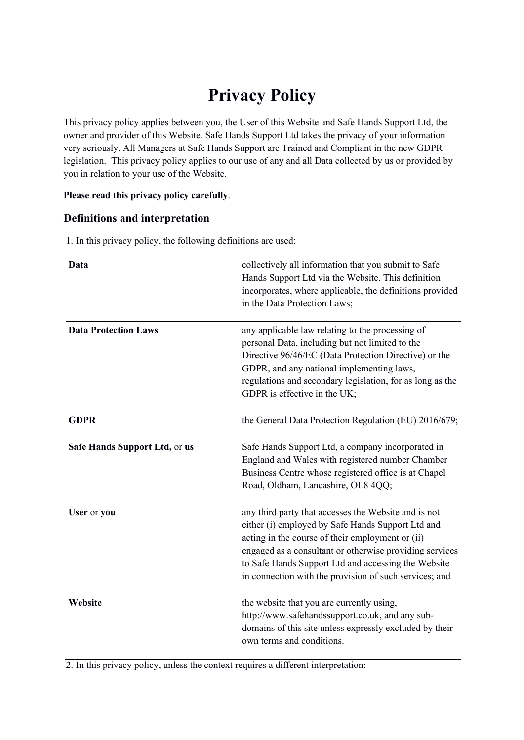# Privacy Policy

This privacy policy applies between you, the User of this Website and Safe Hands Support Ltd, the owner and provider of this Website. Safe Hands Support Ltd takes the privacy of your information very seriously. All Managers at Safe Hands Support are Trained and Compliant in the new GDPR legislation. This privacy policy applies to our use of any and all Data collected by us or provided by you in relation to your use of the Website.

**Please read this privacy policy carefully**.

## Definitions and interpretation

1. In this privacy policy, the following definitions are used:

| | |
|---|---|
| **Data** | collectively all information that you submit to Safe Hands Support Ltd via the Website. This definition incorporates, where applicable, the definitions provided in the Data Protection Laws; |
| **Data Protection Laws** | any applicable law relating to the processing of personal Data, including but not limited to the Directive 96/46/EC (Data Protection Directive) or the GDPR, and any national implementing laws, regulations and secondary legislation, for as long as the GDPR is effective in the UK; |
| **GDPR** | the General Data Protection Regulation (EU) 2016/679; |
| **Safe Hands Support Ltd,** or **us** | Safe Hands Support Ltd, a company incorporated in England and Wales with registered number Chamber Business Centre whose registered office is at Chapel Road, Oldham, Lancashire, OL8 4QQ; |
| **User** or **you** | any third party that accesses the Website and is not either (i) employed by Safe Hands Support Ltd and acting in the course of their employment or (ii) engaged as a consultant or otherwise providing services to Safe Hands Support Ltd and accessing the Website in connection with the provision of such services; and |
| **Website** | the website that you are currently using, http://www.safehandssupport.co.uk, and any sub-domains of this site unless expressly excluded by their own terms and conditions. |

2. In this privacy policy, unless the context requires a different interpretation: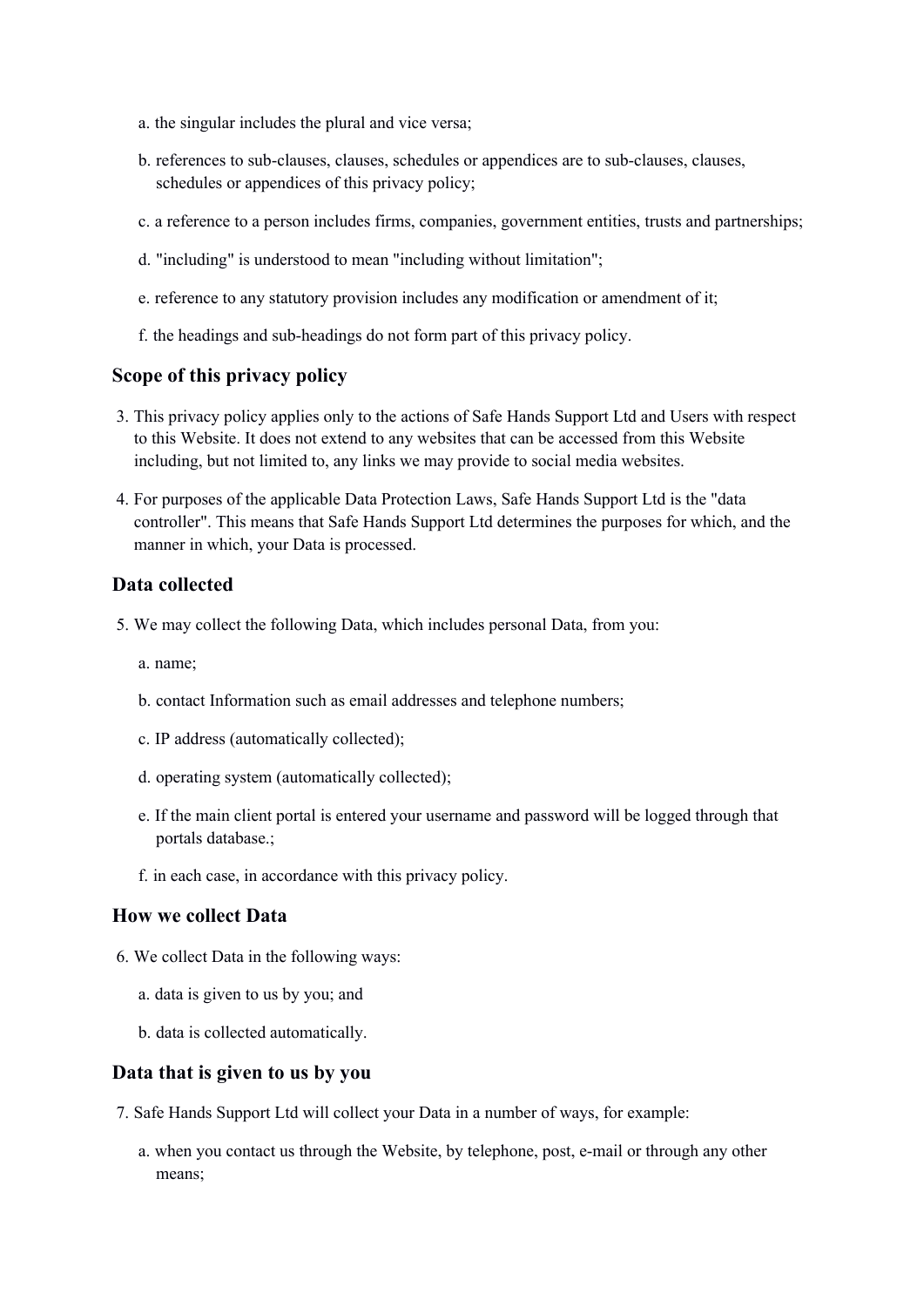a. the singular includes the plural and vice versa;

b. references to sub-clauses, clauses, schedules or appendices are to sub-clauses, clauses, schedules or appendices of this privacy policy;

c. a reference to a person includes firms, companies, government entities, trusts and partnerships;

d. "including" is understood to mean "including without limitation";

e. reference to any statutory provision includes any modification or amendment of it;

f. the headings and sub-headings do not form part of this privacy policy.

### Scope of this privacy policy

3. This privacy policy applies only to the actions of Safe Hands Support Ltd and Users with respect to this Website. It does not extend to any websites that can be accessed from this Website including, but not limited to, any links we may provide to social media websites.

4. For purposes of the applicable Data Protection Laws, Safe Hands Support Ltd is the "data controller". This means that Safe Hands Support Ltd determines the purposes for which, and the manner in which, your Data is processed.

### Data collected

5. We may collect the following Data, which includes personal Data, from you:

   a. name;

   b. contact Information such as email addresses and telephone numbers;

   c. IP address (automatically collected);

   d. operating system (automatically collected);

   e. If the main client portal is entered your username and password will be logged through that portals database.;

   f. in each case, in accordance with this privacy policy.

### How we collect Data

6. We collect Data in the following ways:

   a. data is given to us by you; and

   b. data is collected automatically.

### Data that is given to us by you

7. Safe Hands Support Ltd will collect your Data in a number of ways, for example:

   a. when you contact us through the Website, by telephone, post, e-mail or through any other means;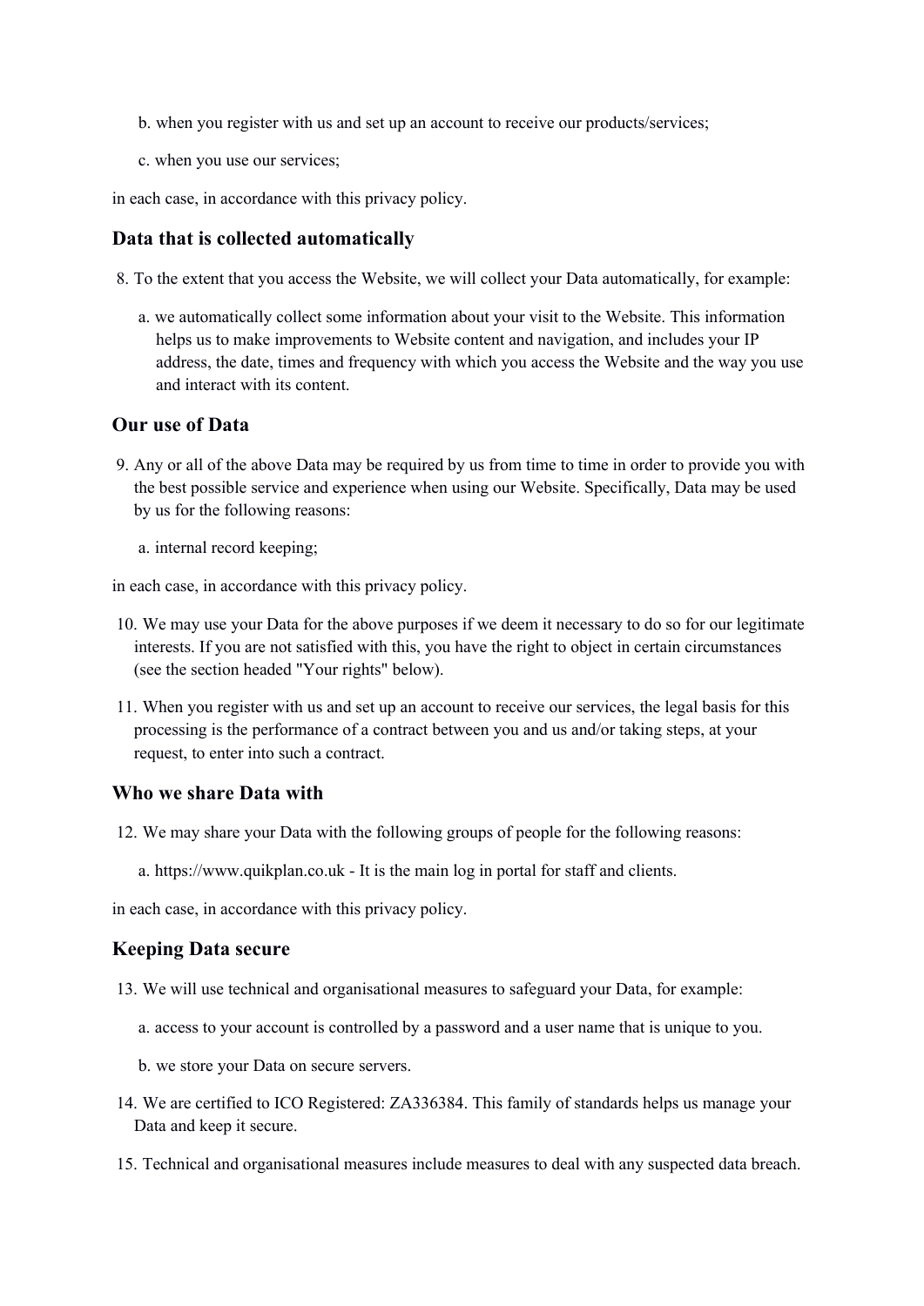b. when you register with us and set up an account to receive our products/services;

c. when you use our services;

in each case, in accordance with this privacy policy.

## Data that is collected automatically

8. To the extent that you access the Website, we will collect your Data automatically, for example:

   a. we automatically collect some information about your visit to the Website. This information helps us to make improvements to Website content and navigation, and includes your IP address, the date, times and frequency with which you access the Website and the way you use and interact with its content.

## Our use of Data

9. Any or all of the above Data may be required by us from time to time in order to provide you with the best possible service and experience when using our Website. Specifically, Data may be used by us for the following reasons:

   a. internal record keeping;

in each case, in accordance with this privacy policy.

10. We may use your Data for the above purposes if we deem it necessary to do so for our legitimate interests. If you are not satisfied with this, you have the right to object in certain circumstances (see the section headed "Your rights" below).

11. When you register with us and set up an account to receive our services, the legal basis for this processing is the performance of a contract between you and us and/or taking steps, at your request, to enter into such a contract.

## Who we share Data with

12. We may share your Data with the following groups of people for the following reasons:

   a. https://www.quikplan.co.uk - It is the main log in portal for staff and clients.

in each case, in accordance with this privacy policy.

## Keeping Data secure

13. We will use technical and organisational measures to safeguard your Data, for example:

   a. access to your account is controlled by a password and a user name that is unique to you.

   b. we store your Data on secure servers.

14. We are certified to ICO Registered: ZA336384. This family of standards helps us manage your Data and keep it secure.

15. Technical and organisational measures include measures to deal with any suspected data breach.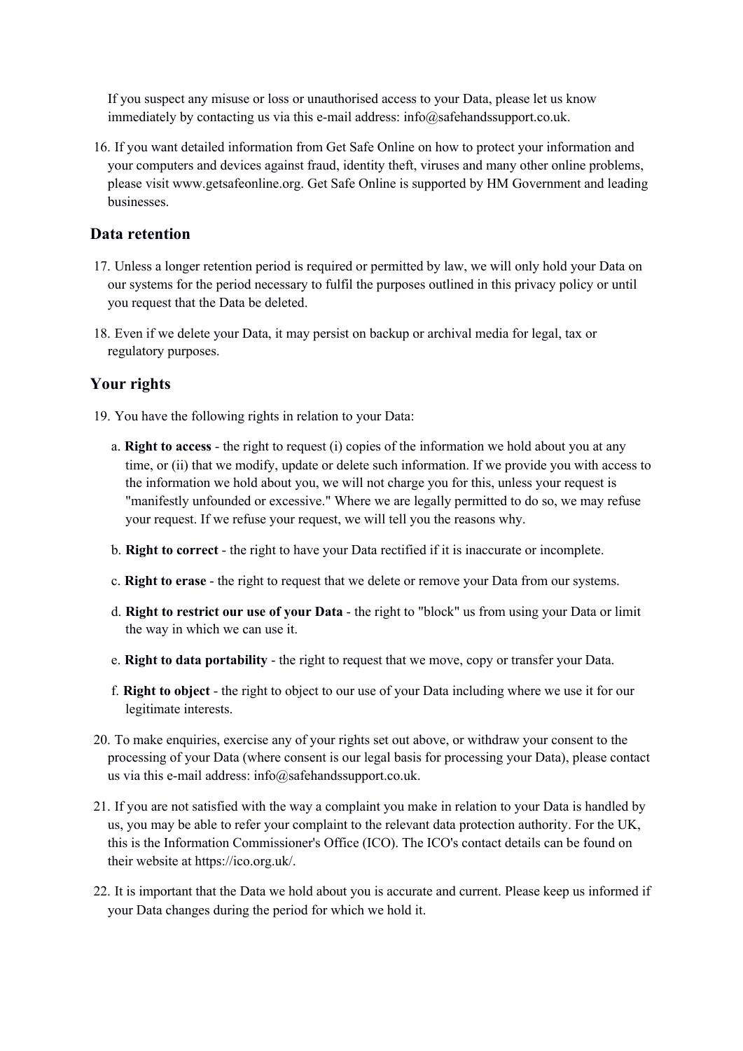If you suspect any misuse or loss or unauthorised access to your Data, please let us know immediately by contacting us via this e-mail address: info@safehandssupport.co.uk.

16. If you want detailed information from Get Safe Online on how to protect your information and your computers and devices against fraud, identity theft, viruses and many other online problems, please visit www.getsafeonline.org. Get Safe Online is supported by HM Government and leading businesses.

## Data retention

17. Unless a longer retention period is required or permitted by law, we will only hold your Data on our systems for the period necessary to fulfil the purposes outlined in this privacy policy or until you request that the Data be deleted.

18. Even if we delete your Data, it may persist on backup or archival media for legal, tax or regulatory purposes.

## Your rights

19. You have the following rights in relation to your Data:

    a. **Right to access** - the right to request (i) copies of the information we hold about you at any time, or (ii) that we modify, update or delete such information. If we provide you with access to the information we hold about you, we will not charge you for this, unless your request is "manifestly unfounded or excessive." Where we are legally permitted to do so, we may refuse your request. If we refuse your request, we will tell you the reasons why.

    b. **Right to correct** - the right to have your Data rectified if it is inaccurate or incomplete.

    c. **Right to erase** - the right to request that we delete or remove your Data from our systems.

    d. **Right to restrict our use of your Data** - the right to "block" us from using your Data or limit the way in which we can use it.

    e. **Right to data portability** - the right to request that we move, copy or transfer your Data.

    f. **Right to object** - the right to object to our use of your Data including where we use it for our legitimate interests.

20. To make enquiries, exercise any of your rights set out above, or withdraw your consent to the processing of your Data (where consent is our legal basis for processing your Data), please contact us via this e-mail address: info@safehandssupport.co.uk.

21. If you are not satisfied with the way a complaint you make in relation to your Data is handled by us, you may be able to refer your complaint to the relevant data protection authority. For the UK, this is the Information Commissioner's Office (ICO). The ICO's contact details can be found on their website at https://ico.org.uk/.

22. It is important that the Data we hold about you is accurate and current. Please keep us informed if your Data changes during the period for which we hold it.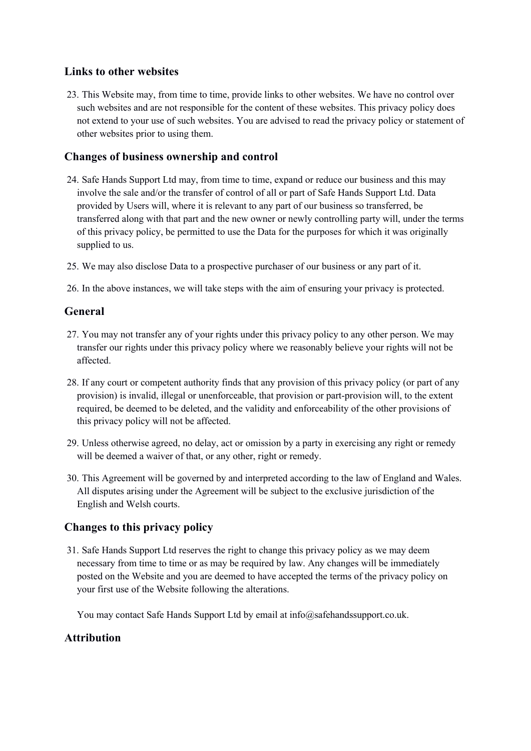## Links to other websites

23. This Website may, from time to time, provide links to other websites. We have no control over such websites and are not responsible for the content of these websites. This privacy policy does not extend to your use of such websites. You are advised to read the privacy policy or statement of other websites prior to using them.

## Changes of business ownership and control

24. Safe Hands Support Ltd may, from time to time, expand or reduce our business and this may involve the sale and/or the transfer of control of all or part of Safe Hands Support Ltd. Data provided by Users will, where it is relevant to any part of our business so transferred, be transferred along with that part and the new owner or newly controlling party will, under the terms of this privacy policy, be permitted to use the Data for the purposes for which it was originally supplied to us.

25. We may also disclose Data to a prospective purchaser of our business or any part of it.

26. In the above instances, we will take steps with the aim of ensuring your privacy is protected.

## General

27. You may not transfer any of your rights under this privacy policy to any other person. We may transfer our rights under this privacy policy where we reasonably believe your rights will not be affected.

28. If any court or competent authority finds that any provision of this privacy policy (or part of any provision) is invalid, illegal or unenforceable, that provision or part-provision will, to the extent required, be deemed to be deleted, and the validity and enforceability of the other provisions of this privacy policy will not be affected.

29. Unless otherwise agreed, no delay, act or omission by a party in exercising any right or remedy will be deemed a waiver of that, or any other, right or remedy.

30. This Agreement will be governed by and interpreted according to the law of England and Wales. All disputes arising under the Agreement will be subject to the exclusive jurisdiction of the English and Welsh courts.

## Changes to this privacy policy

31. Safe Hands Support Ltd reserves the right to change this privacy policy as we may deem necessary from time to time or as may be required by law. Any changes will be immediately posted on the Website and you are deemed to have accepted the terms of the privacy policy on your first use of the Website following the alterations.

    You may contact Safe Hands Support Ltd by email at info@safehandssupport.co.uk.

## Attribution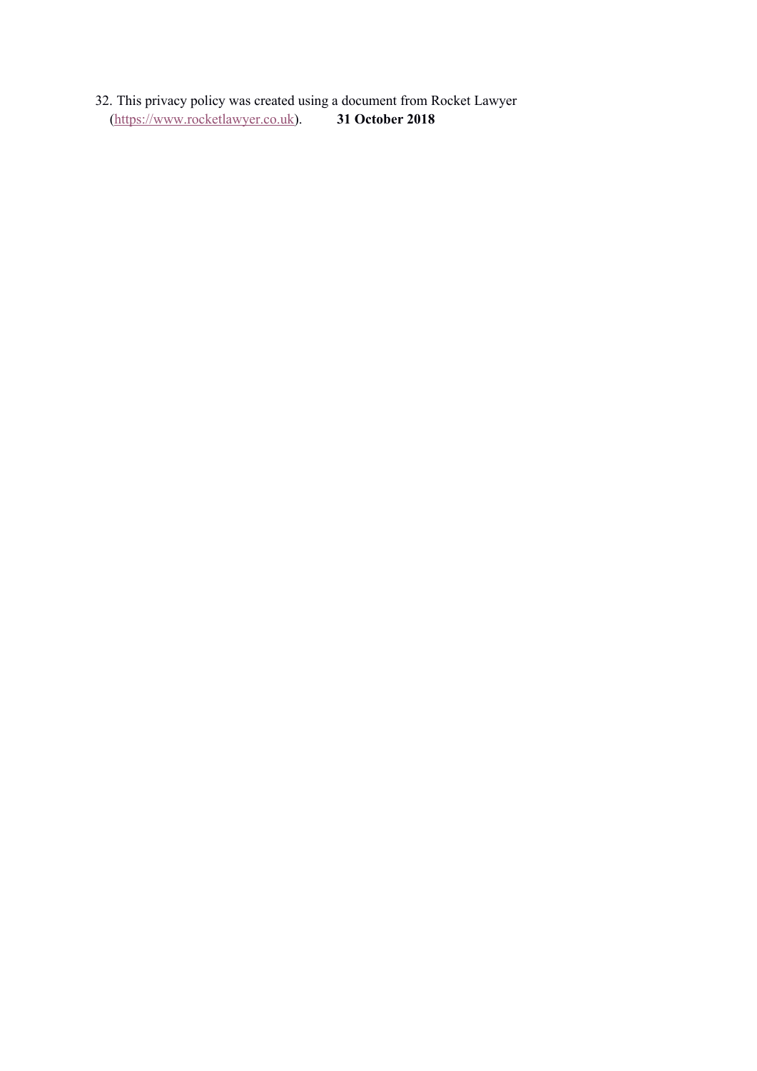32. This privacy policy was created using a document from Rocket Lawyer (https://www.rocketlawyer.co.uk). **31 October 2018**